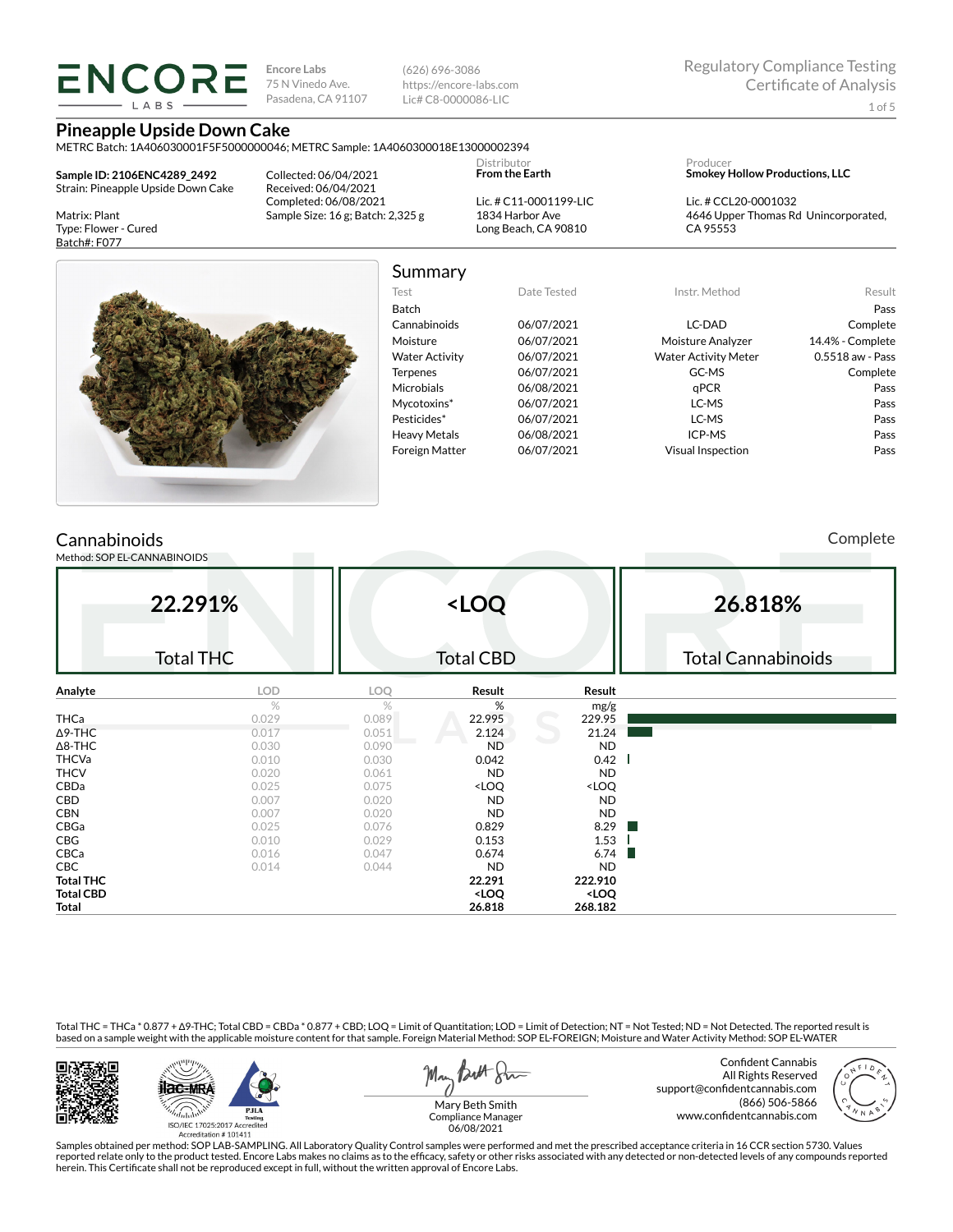**ENCORE LABS**

Encore Labs
75 N Vinedo Ave.
Pasadena, CA 91107

(626) 696-3086
https://encore-labs.com
Lic# C8-0000086-LIC

Regulatory Compliance Testing
Certificate of Analysis

# Pineapple Upside Down Cake

METRC Batch: 1A406030001F5F5000000046; METRC Sample: 1A4060300018E13000002394

**Sample ID: 2106ENC4289_2492**
Strain: Pineapple Upside Down Cake

Matrix: Plant
Type: Flower - Cured
Batch#: F077

Collected: 06/04/2021
Received: 06/04/2021
Completed: 06/08/2021
Sample Size: 16 g; Batch: 2,325 g

Distributor
**From the Earth**
Lic. # C11-0001199-LIC
1834 Harbor Ave
Long Beach, CA 90810

Producer
**Smokey Hollow Productions, LLC**
Lic. # CCL20-0001032
4646 Upper Thomas Rd Unincorporated, CA 95553

## Summary

| Test | Date Tested | Instr. Method | Result |
|---|---|---|---|
| Batch | | | Pass |
| Cannabinoids | 06/07/2021 | LC-DAD | Complete |
| Moisture | 06/07/2021 | Moisture Analyzer | 14.4% - Complete |
| Water Activity | 06/07/2021 | Water Activity Meter | 0.5518 aw - Pass |
| Terpenes | 06/07/2021 | GC-MS | Complete |
| Microbials | 06/08/2021 | qPCR | Pass |
| Mycotoxins* | 06/07/2021 | LC-MS | Pass |
| Pesticides* | 06/07/2021 | LC-MS | Pass |
| Heavy Metals | 06/08/2021 | ICP-MS | Pass |
| Foreign Matter | 06/07/2021 | Visual Inspection | Pass |

## Cannabinoids

Complete

Method: SOP EL-CANNABINOIDS

| 22.291% | <LOQ | 26.818% |
|---|---|---|
| Total THC | Total CBD | Total Cannabinoids |

| Analyte | LOD | LOQ | Result | Result |
|---|---|---|---|---|
| | % | % | % | mg/g |
| THCa | 0.029 | 0.089 | 22.995 | 229.95 |
| Δ9-THC | 0.017 | 0.051 | 2.124 | 21.24 |
| Δ8-THC | 0.030 | 0.090 | ND | ND |
| THCVa | 0.010 | 0.030 | 0.042 | 0.42 |
| THCV | 0.020 | 0.061 | ND | ND |
| CBDa | 0.025 | 0.075 | <LOQ | <LOQ |
| CBD | 0.007 | 0.020 | ND | ND |
| CBN | 0.007 | 0.020 | ND | ND |
| CBGa | 0.025 | 0.076 | 0.829 | 8.29 |
| CBG | 0.010 | 0.029 | 0.153 | 1.53 |
| CBCa | 0.016 | 0.047 | 0.674 | 6.74 |
| CBC | 0.014 | 0.044 | ND | ND |
| **Total THC** | | | **22.291** | **222.910** |
| **Total CBD** | | | **<LOQ** | **<LOQ** |
| **Total** | | | **26.818** | **268.182** |

Total THC = THCa * 0.877 + Δ9-THC; Total CBD = CBDa * 0.877 + CBD; LOQ = Limit of Quantitation; LOD = Limit of Detection; NT = Not Tested; ND = Not Detected. The reported result is based on a sample weight with the applicable moisture content for that sample. Foreign Material Method: SOP EL-FOREIGN; Moisture and Water Activity Method: SOP EL-WATER

ISO/IEC 17025:2017 Accredited
Accreditation # 101411

Mary Beth Smith
Compliance Manager
06/08/2021

Confident Cannabis
All Rights Reserved
support@confidentcannabis.com
(866) 506-5866
www.confidentcannabis.com

Samples obtained per method: SOP LAB-SAMPLING. All Laboratory Quality Control samples were performed and met the prescribed acceptance criteria in 16 CCR section 5730. Values reported relate only to the product tested. Encore Labs makes no claims as to the efficacy, safety or other risks associated with any detected or non-detected levels of any compounds reported herein. This Certificate shall not be reproduced except in full, without the written approval of Encore Labs.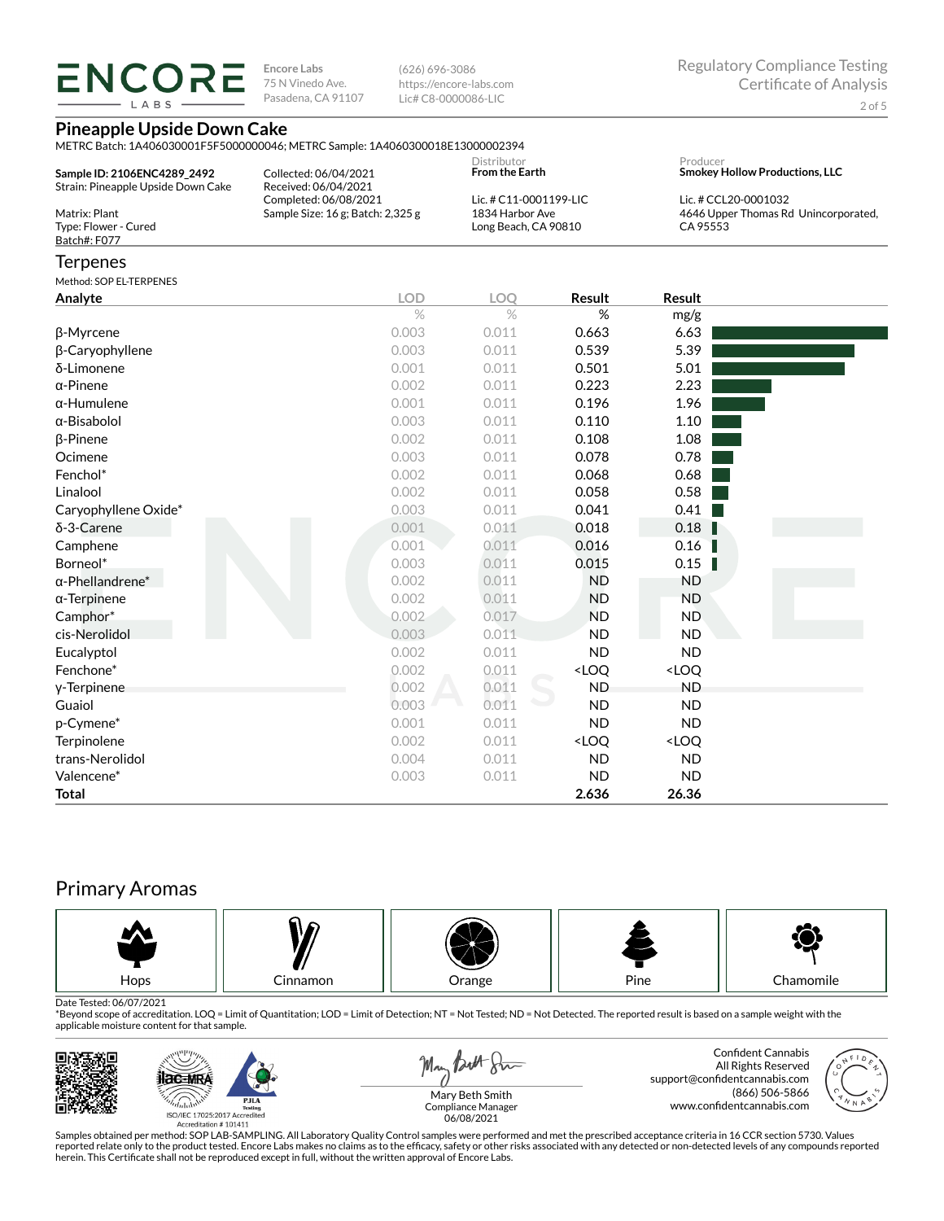**ENCORE LABS**

**Encore Labs**
75 N Vinedo Ave.
Pasadena, CA 91107

(626) 696-3086
https://encore-labs.com
Lic# C8-0000086-LIC

Regulatory Compliance Testing
Certificate of Analysis

## Pineapple Upside Down Cake

METRC Batch: 1A406030001F5F5000000046; METRC Sample: 1A4060300018E13000002394

**Sample ID: 2106ENC4289_2492**
Strain: Pineapple Upside Down Cake

Matrix: Plant
Type: Flower - Cured
Batch#: F077

Collected: 06/04/2021
Received: 06/04/2021
Completed: 06/08/2021
Sample Size: 16 g; Batch: 2,325 g

Distributor
**From the Earth**
Lic. # C11-0001199-LIC
1834 Harbor Ave
Long Beach, CA 90810

Producer
**Smokey Hollow Productions, LLC**
Lic. # CCL20-0001032
4646 Upper Thomas Rd Unincorporated, CA 95553

## Terpenes

Method: SOP EL-TERPENES

| Analyte | LOD | LOQ | Result | Result |
|---|---|---|---|---|
| | % | % | % | mg/g |
| β-Myrcene | 0.003 | 0.011 | 0.663 | 6.63 |
| β-Caryophyllene | 0.003 | 0.011 | 0.539 | 5.39 |
| δ-Limonene | 0.001 | 0.011 | 0.501 | 5.01 |
| α-Pinene | 0.002 | 0.011 | 0.223 | 2.23 |
| α-Humulene | 0.001 | 0.011 | 0.196 | 1.96 |
| α-Bisabolol | 0.003 | 0.011 | 0.110 | 1.10 |
| β-Pinene | 0.002 | 0.011 | 0.108 | 1.08 |
| Ocimene | 0.003 | 0.011 | 0.078 | 0.78 |
| Fenchol* | 0.002 | 0.011 | 0.068 | 0.68 |
| Linalool | 0.002 | 0.011 | 0.058 | 0.58 |
| Caryophyllene Oxide* | 0.003 | 0.011 | 0.041 | 0.41 |
| δ-3-Carene | 0.001 | 0.011 | 0.018 | 0.18 |
| Camphene | 0.001 | 0.011 | 0.016 | 0.16 |
| Borneol* | 0.003 | 0.011 | 0.015 | 0.15 |
| α-Phellandrene* | 0.002 | 0.011 | ND | ND |
| α-Terpinene | 0.002 | 0.011 | ND | ND |
| Camphor* | 0.002 | 0.017 | ND | ND |
| cis-Nerolidol | 0.003 | 0.011 | ND | ND |
| Eucalyptol | 0.002 | 0.011 | ND | ND |
| Fenchone* | 0.002 | 0.011 | <LOQ | <LOQ |
| γ-Terpinene | 0.002 | 0.011 | ND | ND |
| Guaiol | 0.003 | 0.011 | ND | ND |
| p-Cymene* | 0.001 | 0.011 | ND | ND |
| Terpinolene | 0.002 | 0.011 | <LOQ | <LOQ |
| trans-Nerolidol | 0.004 | 0.011 | ND | ND |
| Valencene* | 0.003 | 0.011 | ND | ND |
| **Total** | | | **2.636** | **26.36** |

## Primary Aromas

Hops | Cinnamon | Orange | Pine | Chamomile

Date Tested: 06/07/2021

*Beyond scope of accreditation. LOQ = Limit of Quantitation; LOD = Limit of Detection; NT = Not Tested; ND = Not Detected. The reported result is based on a sample weight with the applicable moisture content for that sample.

ISO/IEC 17025:2017 Accredited
Accreditation # 101411

Mary Beth Smith
Compliance Manager
06/08/2021

Confident Cannabis
All Rights Reserved
support@confidentcannabis.com
(866) 506-5866
www.confidentcannabis.com

Samples obtained per method: SOP LAB-SAMPLING. All Laboratory Quality Control samples were performed and met the prescribed acceptance criteria in 16 CCR section 5730. Values reported relate only to the product tested. Encore Labs makes no claims as to the efficacy, safety or other risks associated with any detected or non-detected levels of any compounds reported herein. This Certificate shall not be reproduced except in full, without the written approval of Encore Labs.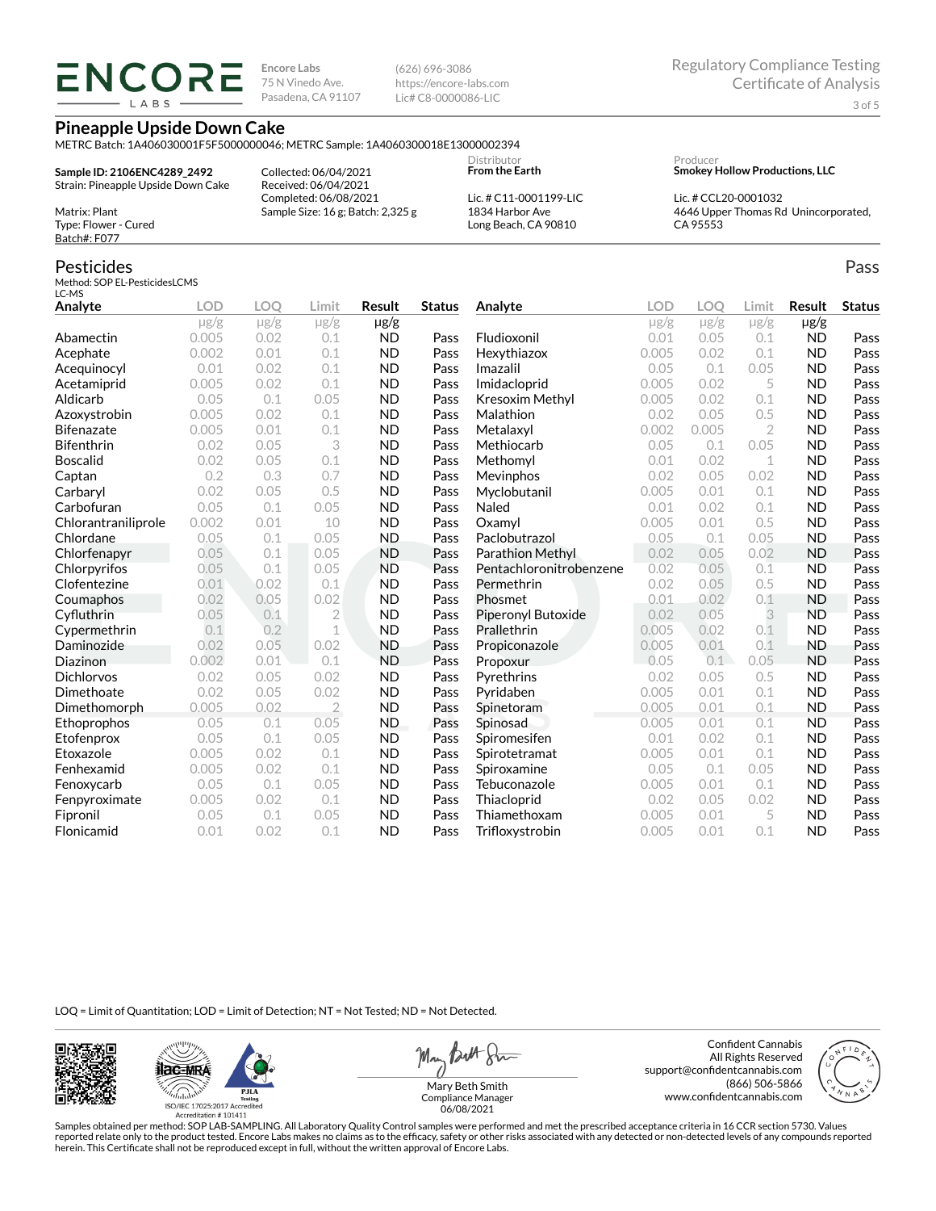**ENCORE LABS**

Encore Labs
75 N Vinedo Ave.
Pasadena, CA 91107

(626) 696-3086
https://encore-labs.com
Lic# C8-0000086-LIC

Regulatory Compliance Testing
Certificate of Analysis

## Pineapple Upside Down Cake

METRC Batch: 1A406030001F5F5000000046; METRC Sample: 1A4060300018E13000002394

**Sample ID: 2106ENC4289_2492**
Strain: Pineapple Upside Down Cake

Matrix: Plant
Type: Flower - Cured
Batch#: F077

Collected: 06/04/2021
Received: 06/04/2021
Completed: 06/08/2021
Sample Size: 16 g; Batch: 2,325 g

Distributor
**From the Earth**

Lic. # C11-0001199-LIC
1834 Harbor Ave
Long Beach, CA 90810

Producer
**Smokey Hollow Productions, LLC**

Lic. # CCL20-0001032
4646 Upper Thomas Rd Unincorporated, CA 95553

## Pesticides

Pass

Method: SOP EL-PesticidesLCMS
LC-MS

| Analyte | LOD | LOQ | Limit | Result | Status |
|---|---|---|---|---|---|
| | µg/g | µg/g | µg/g | µg/g | |
| Abamectin | 0.005 | 0.02 | 0.1 | ND | Pass |
| Acephate | 0.002 | 0.01 | 0.1 | ND | Pass |
| Acequinocyl | 0.01 | 0.02 | 0.1 | ND | Pass |
| Acetamiprid | 0.005 | 0.02 | 0.1 | ND | Pass |
| Aldicarb | 0.05 | 0.1 | 0.05 | ND | Pass |
| Azoxystrobin | 0.005 | 0.02 | 0.1 | ND | Pass |
| Bifenazate | 0.005 | 0.01 | 0.1 | ND | Pass |
| Bifenthrin | 0.02 | 0.05 | 3 | ND | Pass |
| Boscalid | 0.02 | 0.05 | 0.1 | ND | Pass |
| Captan | 0.2 | 0.3 | 0.7 | ND | Pass |
| Carbaryl | 0.02 | 0.05 | 0.5 | ND | Pass |
| Carbofuran | 0.05 | 0.1 | 0.05 | ND | Pass |
| Chlorantraniliprole | 0.002 | 0.01 | 10 | ND | Pass |
| Chlordane | 0.05 | 0.1 | 0.05 | ND | Pass |
| Chlorfenapyr | 0.05 | 0.1 | 0.05 | ND | Pass |
| Chlorpyrifos | 0.05 | 0.1 | 0.05 | ND | Pass |
| Clofentezine | 0.01 | 0.02 | 0.1 | ND | Pass |
| Coumaphos | 0.02 | 0.05 | 0.02 | ND | Pass |
| Cyfluthrin | 0.05 | 0.1 | 2 | ND | Pass |
| Cypermethrin | 0.1 | 0.2 | 1 | ND | Pass |
| Daminozide | 0.02 | 0.05 | 0.02 | ND | Pass |
| Diazinon | 0.002 | 0.01 | 0.1 | ND | Pass |
| Dichlorvos | 0.02 | 0.05 | 0.02 | ND | Pass |
| Dimethoate | 0.02 | 0.05 | 0.02 | ND | Pass |
| Dimethomorph | 0.005 | 0.02 | 2 | ND | Pass |
| Ethoprophos | 0.05 | 0.1 | 0.05 | ND | Pass |
| Etofenprox | 0.05 | 0.1 | 0.05 | ND | Pass |
| Etoxazole | 0.005 | 0.02 | 0.1 | ND | Pass |
| Fenhexamid | 0.005 | 0.02 | 0.1 | ND | Pass |
| Fenoxycarb | 0.05 | 0.1 | 0.05 | ND | Pass |
| Fenpyroximate | 0.005 | 0.02 | 0.1 | ND | Pass |
| Fipronil | 0.05 | 0.1 | 0.05 | ND | Pass |
| Flonicamid | 0.01 | 0.02 | 0.1 | ND | Pass |
| Fludioxonil | 0.01 | 0.05 | 0.1 | ND | Pass |
| Hexythiazox | 0.005 | 0.02 | 0.1 | ND | Pass |
| Imazalil | 0.05 | 0.1 | 0.05 | ND | Pass |
| Imidacloprid | 0.005 | 0.02 | 5 | ND | Pass |
| Kresoxim Methyl | 0.005 | 0.02 | 0.1 | ND | Pass |
| Malathion | 0.02 | 0.05 | 0.5 | ND | Pass |
| Metalaxyl | 0.002 | 0.005 | 2 | ND | Pass |
| Methiocarb | 0.05 | 0.1 | 0.05 | ND | Pass |
| Methomyl | 0.01 | 0.02 | 1 | ND | Pass |
| Mevinphos | 0.02 | 0.05 | 0.02 | ND | Pass |
| Myclobutanil | 0.005 | 0.01 | 0.1 | ND | Pass |
| Naled | 0.01 | 0.02 | 0.1 | ND | Pass |
| Oxamyl | 0.005 | 0.01 | 0.5 | ND | Pass |
| Paclobutrazol | 0.05 | 0.1 | 0.05 | ND | Pass |
| Parathion Methyl | 0.02 | 0.05 | 0.02 | ND | Pass |
| Pentachloronitrobenzene | 0.02 | 0.05 | 0.1 | ND | Pass |
| Permethrin | 0.02 | 0.05 | 0.5 | ND | Pass |
| Phosmet | 0.01 | 0.02 | 0.1 | ND | Pass |
| Piperonyl Butoxide | 0.02 | 0.05 | 3 | ND | Pass |
| Prallethrin | 0.005 | 0.02 | 0.1 | ND | Pass |
| Propiconazole | 0.005 | 0.01 | 0.1 | ND | Pass |
| Propoxur | 0.05 | 0.1 | 0.05 | ND | Pass |
| Pyrethrins | 0.02 | 0.05 | 0.5 | ND | Pass |
| Pyridaben | 0.005 | 0.01 | 0.1 | ND | Pass |
| Spinetoram | 0.005 | 0.01 | 0.1 | ND | Pass |
| Spinosad | 0.005 | 0.01 | 0.1 | ND | Pass |
| Spiromesifen | 0.01 | 0.02 | 0.1 | ND | Pass |
| Spirotetramat | 0.005 | 0.01 | 0.1 | ND | Pass |
| Spiroxamine | 0.05 | 0.1 | 0.05 | ND | Pass |
| Tebuconazole | 0.005 | 0.01 | 0.1 | ND | Pass |
| Thiacloprid | 0.02 | 0.05 | 0.02 | ND | Pass |
| Thiamethoxam | 0.005 | 0.01 | 5 | ND | Pass |
| Trifloxystrobin | 0.005 | 0.01 | 0.1 | ND | Pass |

LOQ = Limit of Quantitation; LOD = Limit of Detection; NT = Not Tested; ND = Not Detected.

ISO/IEC 17025:2017 Accredited
Accreditation # 101411

Mary Beth Smith
Compliance Manager
06/08/2021

Confident Cannabis
All Rights Reserved
support@confidentcannabis.com
(866) 506-5866
www.confidentcannabis.com

Samples obtained per method: SOP LAB-SAMPLING. All Laboratory Quality Control samples were performed and met the prescribed acceptance criteria in 16 CCR section 5730. Values reported relate only to the product tested. Encore Labs makes no claims as to the efficacy, safety or other risks associated with any detected or non-detected levels of any compounds reported herein. This Certificate shall not be reproduced except in full, without the written approval of Encore Labs.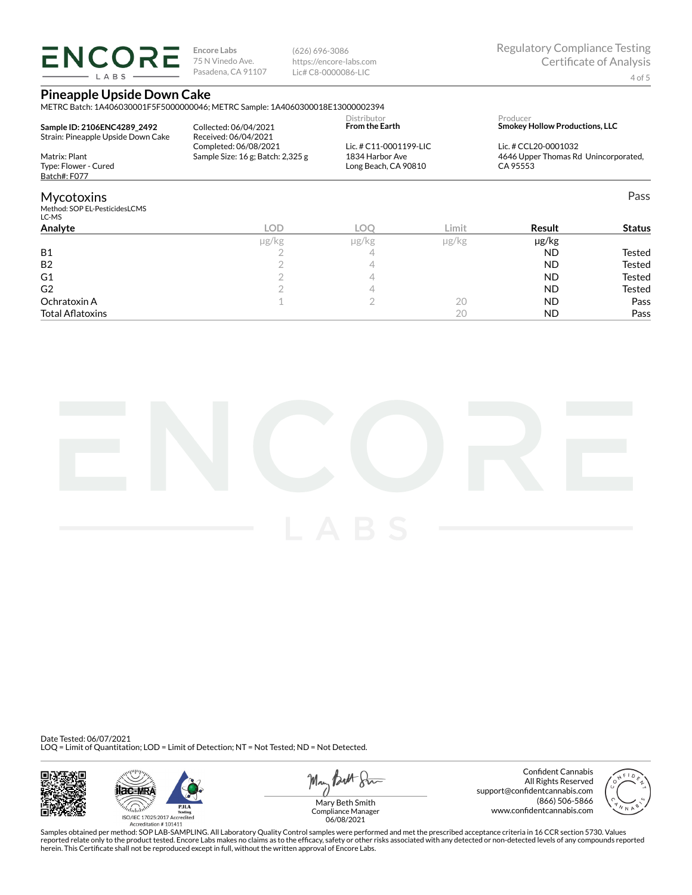**Encore Labs**
75 N Vinedo Ave.
Pasadena, CA 91107

(626) 696-3086
https://encore-labs.com
Lic# C8-0000086-LIC

Regulatory Compliance Testing
Certificate of Analysis

# Pineapple Upside Down Cake

METRC Batch: 1A406030001F5F5000000046; METRC Sample: 1A4060300018E13000002394

**Sample ID: 2106ENC4289_2492**
Strain: Pineapple Upside Down Cake

Matrix: Plant
Type: Flower - Cured
Batch#: F077

Collected: 06/04/2021
Received: 06/04/2021
Completed: 06/08/2021
Sample Size: 16 g; Batch: 2,325 g

Distributor
**From the Earth**
Lic. # C11-0001199-LIC
1834 Harbor Ave
Long Beach, CA 90810

Producer
**Smokey Hollow Productions, LLC**
Lic. # CCL20-0001032
4646 Upper Thomas Rd Unincorporated, CA 95553

## Mycotoxins

Pass

Method: SOP EL-PesticidesLCMS
LC-MS

| Analyte | LOD | LOQ | Limit | Result | Status |
|---|---|---|---|---|---|
| | µg/kg | µg/kg | µg/kg | µg/kg | |
| B1 | 2 | 4 | | ND | Tested |
| B2 | 2 | 4 | | ND | Tested |
| G1 | 2 | 4 | | ND | Tested |
| G2 | 2 | 4 | | ND | Tested |
| Ochratoxin A | 1 | 2 | 20 | ND | Pass |
| Total Aflatoxins | | | 20 | ND | Pass |

Date Tested: 06/07/2021
LOQ = Limit of Quantitation; LOD = Limit of Detection; NT = Not Tested; ND = Not Detected.

ISO/IEC 17025:2017 Accredited
Accreditation # 101411

Mary Beth Smith
Compliance Manager
06/08/2021

Confident Cannabis
All Rights Reserved
support@confidentcannabis.com
(866) 506-5866
www.confidentcannabis.com

Samples obtained per method: SOP LAB-SAMPLING. All Laboratory Quality Control samples were performed and met the prescribed acceptance criteria in 16 CCR section 5730. Values reported relate only to the product tested. Encore Labs makes no claims as to the efficacy, safety or other risks associated with any detected or non-detected levels of any compounds reported herein. This Certificate shall not be reproduced except in full, without the written approval of Encore Labs.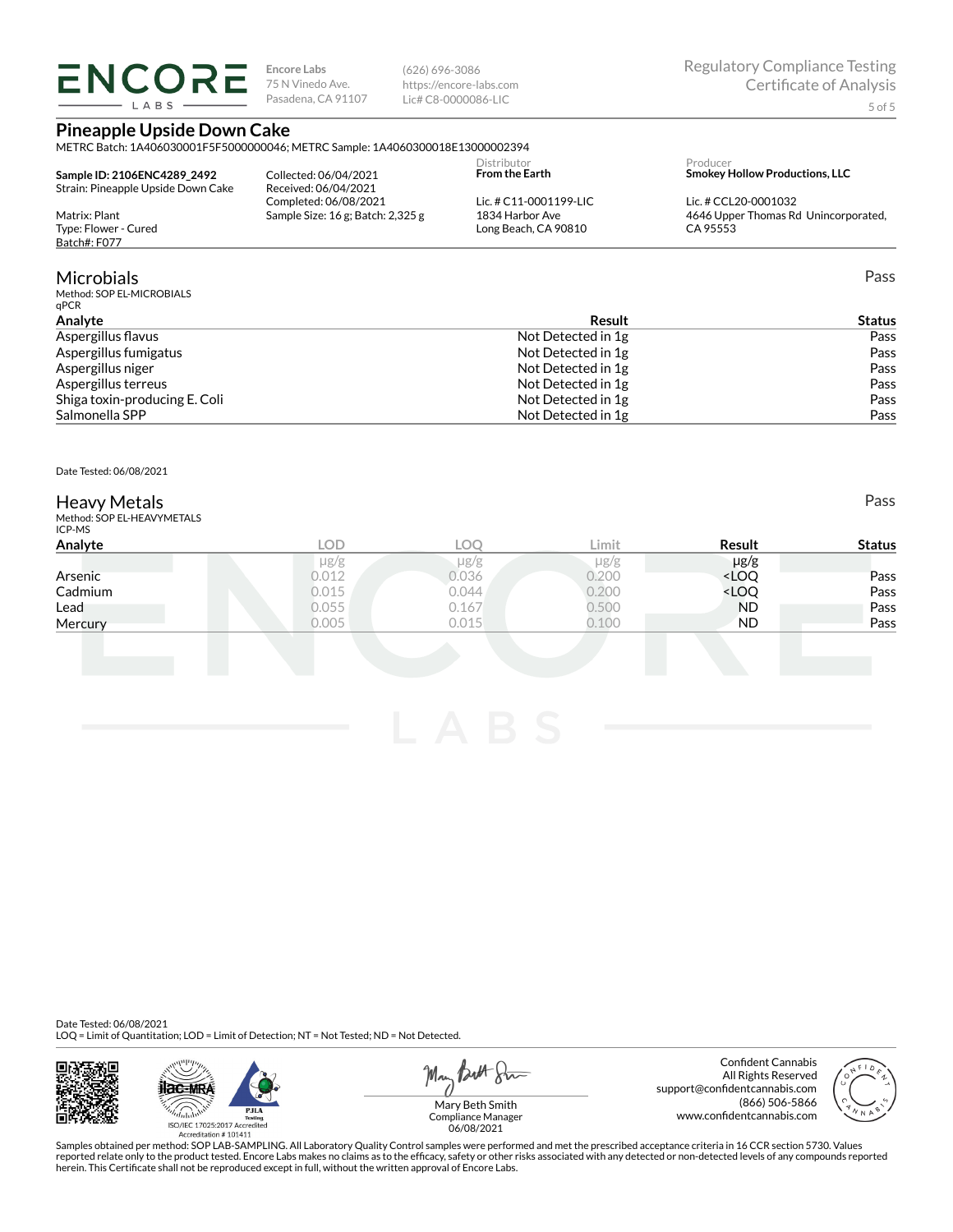**ENCORE LABS**

Encore Labs
75 N Vinedo Ave.
Pasadena, CA 91107

(626) 696-3086
https://encore-labs.com
Lic# C8-0000086-LIC

Regulatory Compliance Testing
Certificate of Analysis

## Pineapple Upside Down Cake

METRC Batch: 1A406030001F5F5000000046; METRC Sample: 1A4060300018E13000002394

**Sample ID: 2106ENC4289_2492**
Strain: Pineapple Upside Down Cake

Matrix: Plant
Type: Flower - Cured
Batch#: F077

Collected: 06/04/2021
Received: 06/04/2021
Completed: 06/08/2021
Sample Size: 16 g; Batch: 2,325 g

Distributor
**From the Earth**

Lic. # C11-0001199-LIC
1834 Harbor Ave
Long Beach, CA 90810

Producer
**Smokey Hollow Productions, LLC**

Lic. # CCL20-0001032
4646 Upper Thomas Rd Unincorporated, CA 95553

## Microbials

Pass

Method: SOP EL-MICROBIALS
qPCR

| Analyte | Result | Status |
|---|---|---|
| Aspergillus flavus | Not Detected in 1g | Pass |
| Aspergillus fumigatus | Not Detected in 1g | Pass |
| Aspergillus niger | Not Detected in 1g | Pass |
| Aspergillus terreus | Not Detected in 1g | Pass |
| Shiga toxin-producing E. Coli | Not Detected in 1g | Pass |
| Salmonella SPP | Not Detected in 1g | Pass |

Date Tested: 06/08/2021

## Heavy Metals

Pass

Method: SOP EL-HEAVYMETALS
ICP-MS

| Analyte | LOD | LOQ | Limit | Result | Status |
|---|---|---|---|---|---|
| | µg/g | µg/g | µg/g | µg/g | |
| Arsenic | 0.012 | 0.036 | 0.200 | <LOQ | Pass |
| Cadmium | 0.015 | 0.044 | 0.200 | <LOQ | Pass |
| Lead | 0.055 | 0.167 | 0.500 | ND | Pass |
| Mercury | 0.005 | 0.015 | 0.100 | ND | Pass |

Date Tested: 06/08/2021
LOQ = Limit of Quantitation; LOD = Limit of Detection; NT = Not Tested; ND = Not Detected.

ISO/IEC 17025:2017 Accredited
Accreditation # 101411

Mary Beth Smith
Compliance Manager
06/08/2021

Confident Cannabis
All Rights Reserved
support@confidentcannabis.com
(866) 506-5866
www.confidentcannabis.com

Samples obtained per method: SOP LAB-SAMPLING. All Laboratory Quality Control samples were performed and met the prescribed acceptance criteria in 16 CCR section 5730. Values reported relate only to the product tested. Encore Labs makes no claims as to the efficacy, safety or other risks associated with any detected or non-detected levels of any compounds reported herein. This Certificate shall not be reproduced except in full, without the written approval of Encore Labs.